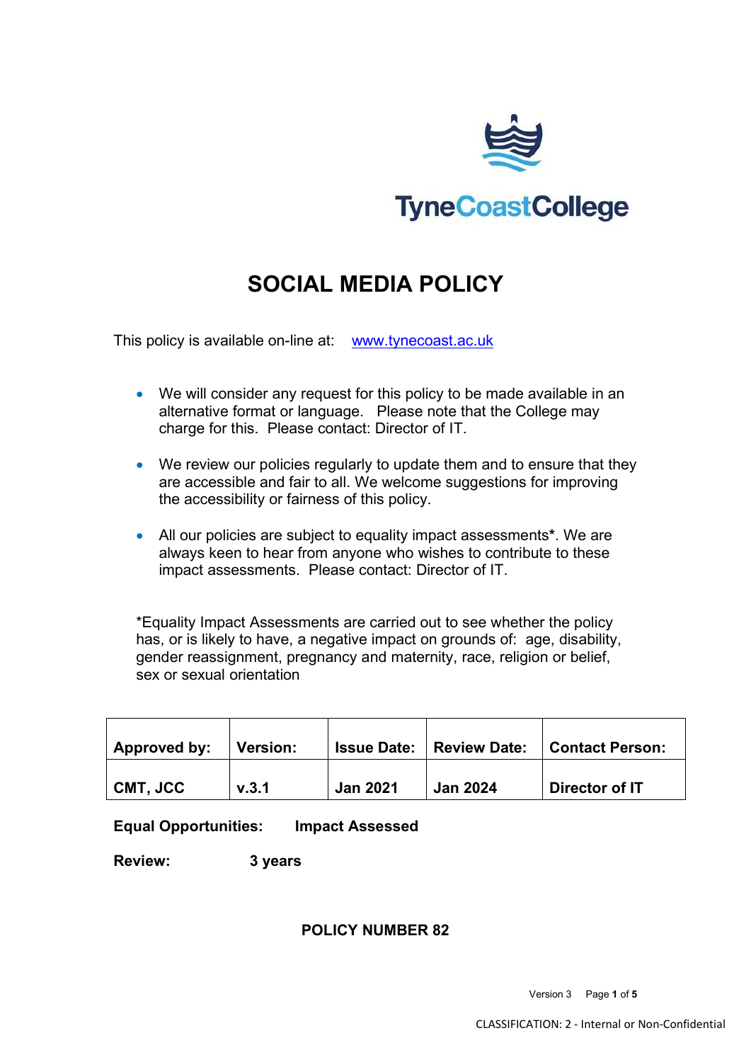# SOCIAL MEDIA POLICY

This policy is available on-line at: [www.tynecoast.ac.uk](http://www.tynecoast.ac.uk)

- We will consider any request for this policy to be made available in an alternative format or language. Please note that the College may charge for this. Please contact: Director of IT.
- We review our policies regularly to update them and to ensure that they are accessible and fair to all. We welcome suggestions for improving the accessibility or fairness of this policy.
- All our policies are subject to equality impact assessments**\***. We are always keen to hear from anyone who wishes to contribute to these impact assessments. Please contact: Director of IT.

*Equality Impact Assessments are carried out to see whether the policy has, or is likely to have, a negative impact on grounds of: age, disability, gender reassignment, pregnancy and maternity, race, religion or belief, sex or sexual orientation

| Approved by: | Version: | Issue Date: | Review Date: | Contact Person: |
|---|---|---|---|---|
| **CMT, JCC** | **v.3.1** | **Jan 2021** | **Jan 2024** | **Director of IT** |

**Equal Opportunities:** **Impact Assessed**

**Review:** **3 years**

**POLICY NUMBER 82**

CLASSIFICATION: 2 - Internal or Non-Confidential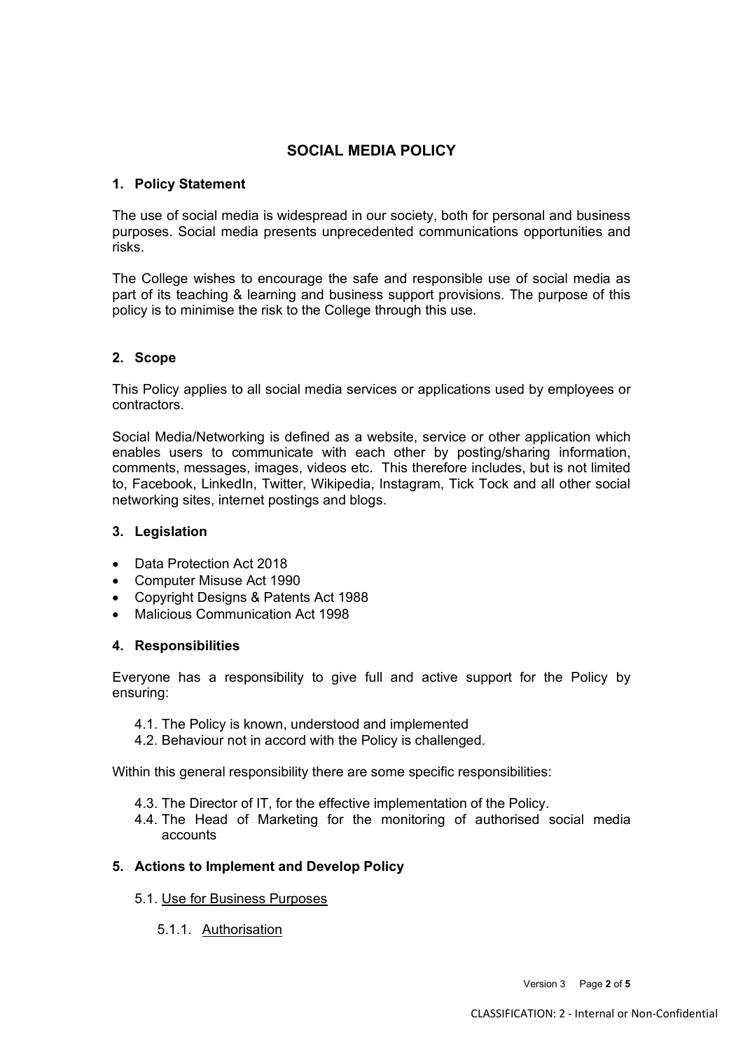# SOCIAL MEDIA POLICY

## 1. Policy Statement

The use of social media is widespread in our society, both for personal and business purposes. Social media presents unprecedented communications opportunities and risks.

The College wishes to encourage the safe and responsible use of social media as part of its teaching & learning and business support provisions. The purpose of this policy is to minimise the risk to the College through this use.

## 2. Scope

This Policy applies to all social media services or applications used by employees or contractors.

Social Media/Networking is defined as a website, service or other application which enables users to communicate with each other by posting/sharing information, comments, messages, images, videos etc. This therefore includes, but is not limited to, Facebook, LinkedIn, Twitter, Wikipedia, Instagram, Tick Tock and all other social networking sites, internet postings and blogs.

## 3. Legislation

- Data Protection Act 2018
- Computer Misuse Act 1990
- Copyright Designs & Patents Act 1988
- Malicious Communication Act 1998

## 4. Responsibilities

Everyone has a responsibility to give full and active support for the Policy by ensuring:

4.1. The Policy is known, understood and implemented
4.2. Behaviour not in accord with the Policy is challenged.

Within this general responsibility there are some specific responsibilities:

4.3. The Director of IT, for the effective implementation of the Policy.
4.4. The Head of Marketing for the monitoring of authorised social media accounts

## 5. Actions to Implement and Develop Policy

5.1. Use for Business Purposes

5.1.1. Authorisation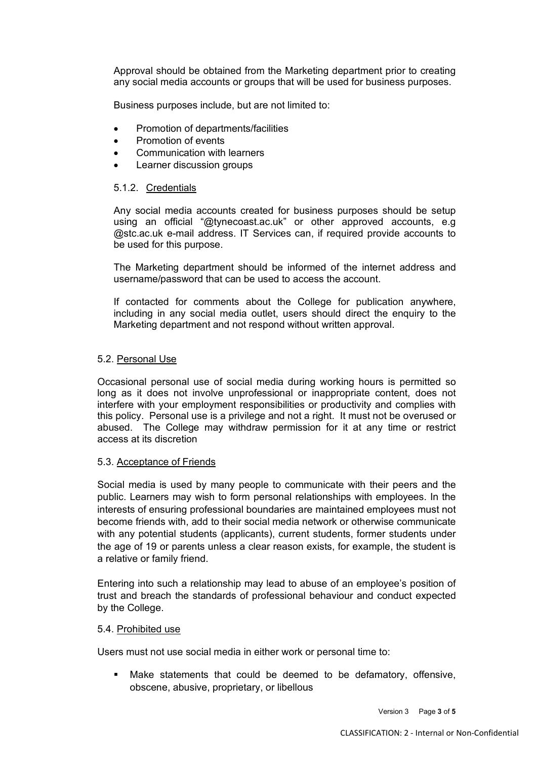Approval should be obtained from the Marketing department prior to creating any social media accounts or groups that will be used for business purposes.

Business purposes include, but are not limited to:

- Promotion of departments/facilities
- Promotion of events
- Communication with learners
- Learner discussion groups

#### 5.1.2. Credentials

Any social media accounts created for business purposes should be setup using an official "@tynecoast.ac.uk" or other approved accounts, e.g @stc.ac.uk e-mail address. IT Services can, if required provide accounts to be used for this purpose.

The Marketing department should be informed of the internet address and username/password that can be used to access the account.

If contacted for comments about the College for publication anywhere, including in any social media outlet, users should direct the enquiry to the Marketing department and not respond without written approval.

### 5.2. Personal Use

Occasional personal use of social media during working hours is permitted so long as it does not involve unprofessional or inappropriate content, does not interfere with your employment responsibilities or productivity and complies with this policy. Personal use is a privilege and not a right. It must not be overused or abused. The College may withdraw permission for it at any time or restrict access at its discretion

### 5.3. Acceptance of Friends

Social media is used by many people to communicate with their peers and the public. Learners may wish to form personal relationships with employees. In the interests of ensuring professional boundaries are maintained employees must not become friends with, add to their social media network or otherwise communicate with any potential students (applicants), current students, former students under the age of 19 or parents unless a clear reason exists, for example, the student is a relative or family friend.

Entering into such a relationship may lead to abuse of an employee's position of trust and breach the standards of professional behaviour and conduct expected by the College.

### 5.4. Prohibited use

Users must not use social media in either work or personal time to:

- Make statements that could be deemed to be defamatory, offensive, obscene, abusive, proprietary, or libellous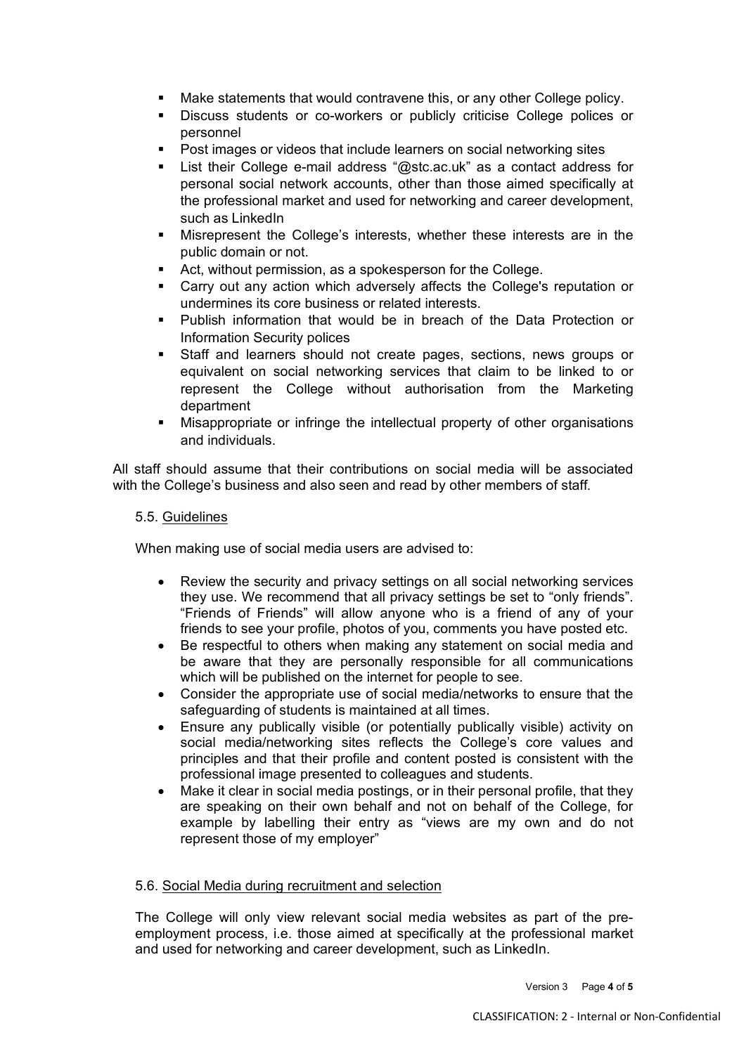- Make statements that would contravene this, or any other College policy.
- Discuss students or co-workers or publicly criticise College polices or personnel
- Post images or videos that include learners on social networking sites
- List their College e-mail address "@stc.ac.uk" as a contact address for personal social network accounts, other than those aimed specifically at the professional market and used for networking and career development, such as LinkedIn
- Misrepresent the College's interests, whether these interests are in the public domain or not.
- Act, without permission, as a spokesperson for the College.
- Carry out any action which adversely affects the College's reputation or undermines its core business or related interests.
- Publish information that would be in breach of the Data Protection or Information Security polices
- Staff and learners should not create pages, sections, news groups or equivalent on social networking services that claim to be linked to or represent the College without authorisation from the Marketing department
- Misappropriate or infringe the intellectual property of other organisations and individuals.

All staff should assume that their contributions on social media will be associated with the College's business and also seen and read by other members of staff.

### 5.5. Guidelines

When making use of social media users are advised to:

- Review the security and privacy settings on all social networking services they use. We recommend that all privacy settings be set to "only friends". "Friends of Friends" will allow anyone who is a friend of any of your friends to see your profile, photos of you, comments you have posted etc.
- Be respectful to others when making any statement on social media and be aware that they are personally responsible for all communications which will be published on the internet for people to see.
- Consider the appropriate use of social media/networks to ensure that the safeguarding of students is maintained at all times.
- Ensure any publically visible (or potentially publically visible) activity on social media/networking sites reflects the College's core values and principles and that their profile and content posted is consistent with the professional image presented to colleagues and students.
- Make it clear in social media postings, or in their personal profile, that they are speaking on their own behalf and not on behalf of the College, for example by labelling their entry as "views are my own and do not represent those of my employer"

### 5.6. Social Media during recruitment and selection

The College will only view relevant social media websites as part of the pre-employment process, i.e. those aimed at specifically at the professional market and used for networking and career development, such as LinkedIn.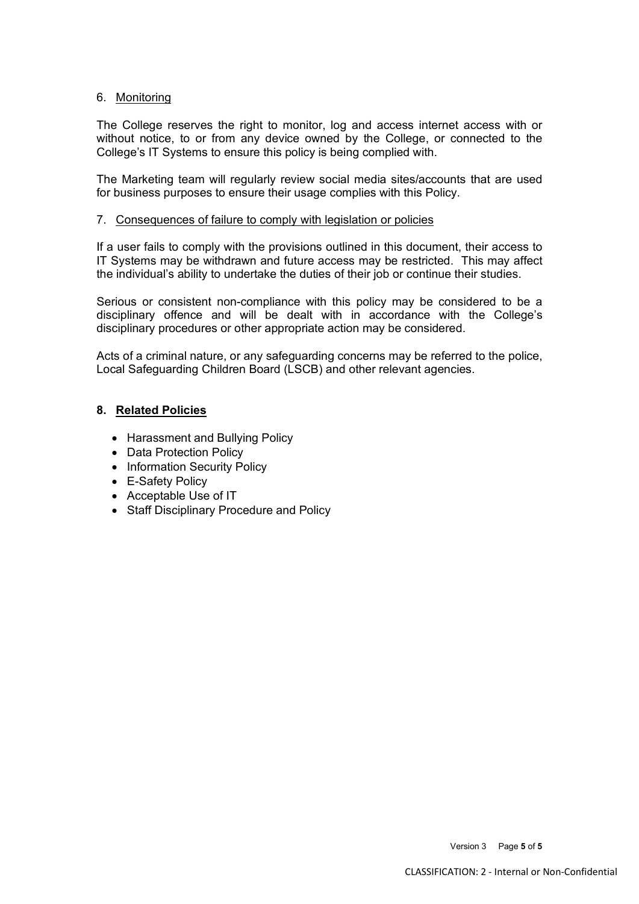## 6. Monitoring

The College reserves the right to monitor, log and access internet access with or without notice, to or from any device owned by the College, or connected to the College's IT Systems to ensure this policy is being complied with.

The Marketing team will regularly review social media sites/accounts that are used for business purposes to ensure their usage complies with this Policy.

## 7. Consequences of failure to comply with legislation or policies

If a user fails to comply with the provisions outlined in this document, their access to IT Systems may be withdrawn and future access may be restricted. This may affect the individual's ability to undertake the duties of their job or continue their studies.

Serious or consistent non-compliance with this policy may be considered to be a disciplinary offence and will be dealt with in accordance with the College's disciplinary procedures or other appropriate action may be considered.

Acts of a criminal nature, or any safeguarding concerns may be referred to the police, Local Safeguarding Children Board (LSCB) and other relevant agencies.

## **8. Related Policies**

- Harassment and Bullying Policy
- Data Protection Policy
- Information Security Policy
- E-Safety Policy
- Acceptable Use of IT
- Staff Disciplinary Procedure and Policy